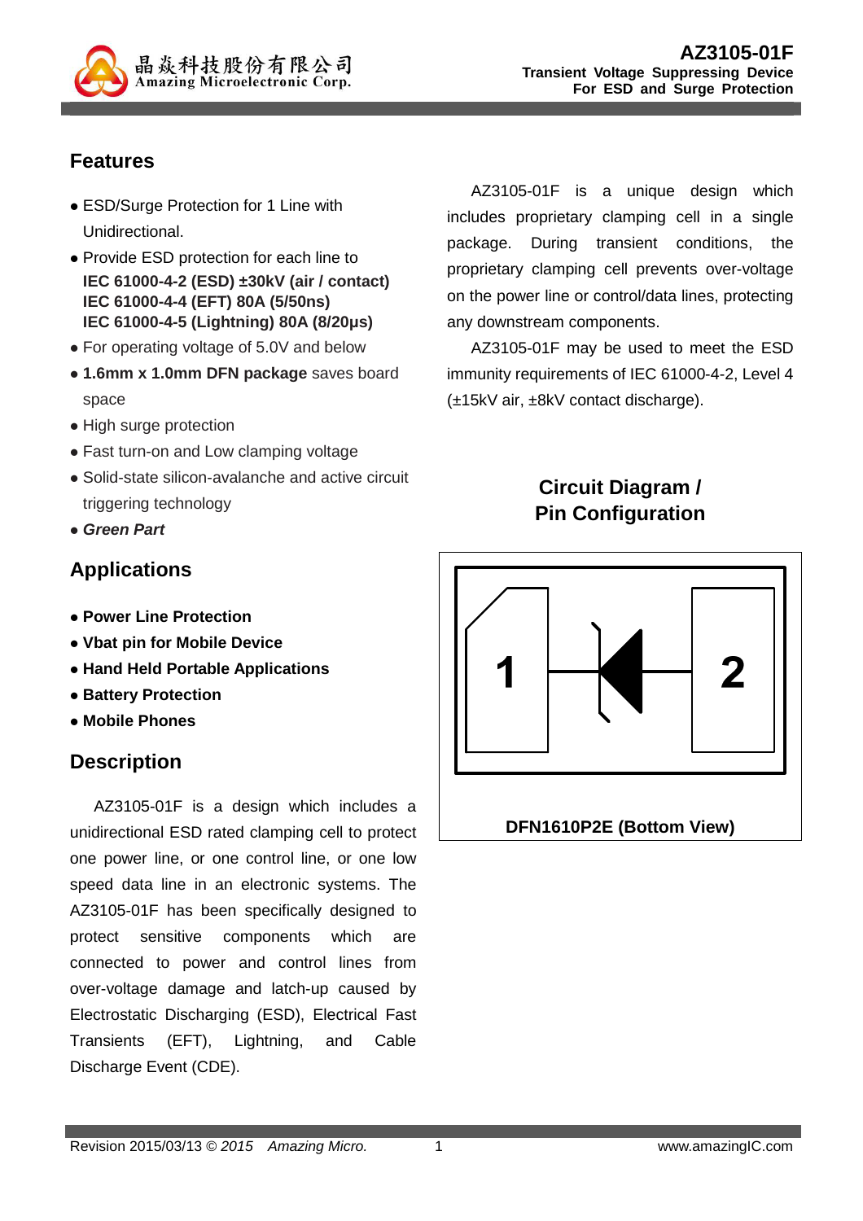# AZ3105-01F

**Transient Voltage Suppressing Device For ESD and Surge Protection**

## Features

- ESD/Surge Protection for 1 Line with Unidirectional.
- Provide ESD protection for each line to
  **IEC 61000-4-2 (ESD) ±30kV (air / contact)**
  **IEC 61000-4-4 (EFT) 80A (5/50ns)**
  **IEC 61000-4-5 (Lightning) 80A (8/20μs)**
- For operating voltage of 5.0V and below
- **1.6mm x 1.0mm DFN package** saves board space
- High surge protection
- Fast turn-on and Low clamping voltage
- Solid-state silicon-avalanche and active circuit triggering technology
- ***Green Part***

## Applications

- **Power Line Protection**
- **Vbat pin for Mobile Device**
- **Hand Held Portable Applications**
- **Battery Protection**
- **Mobile Phones**

## Description

AZ3105-01F is a design which includes a unidirectional ESD rated clamping cell to protect one power line, or one control line, or one low speed data line in an electronic systems. The AZ3105-01F has been specifically designed to protect sensitive components which are connected to power and control lines from over-voltage damage and latch-up caused by Electrostatic Discharging (ESD), Electrical Fast Transients (EFT), Lightning, and Cable Discharge Event (CDE).

AZ3105-01F is a unique design which includes proprietary clamping cell in a single package. During transient conditions, the proprietary clamping cell prevents over-voltage on the power line or control/data lines, protecting any downstream components.

AZ3105-01F may be used to meet the ESD immunity requirements of IEC 61000-4-2, Level 4 (±15kV air, ±8kV contact discharge).

## Circuit Diagram / Pin Configuration

1

2

**DFN1610P2E (Bottom View)**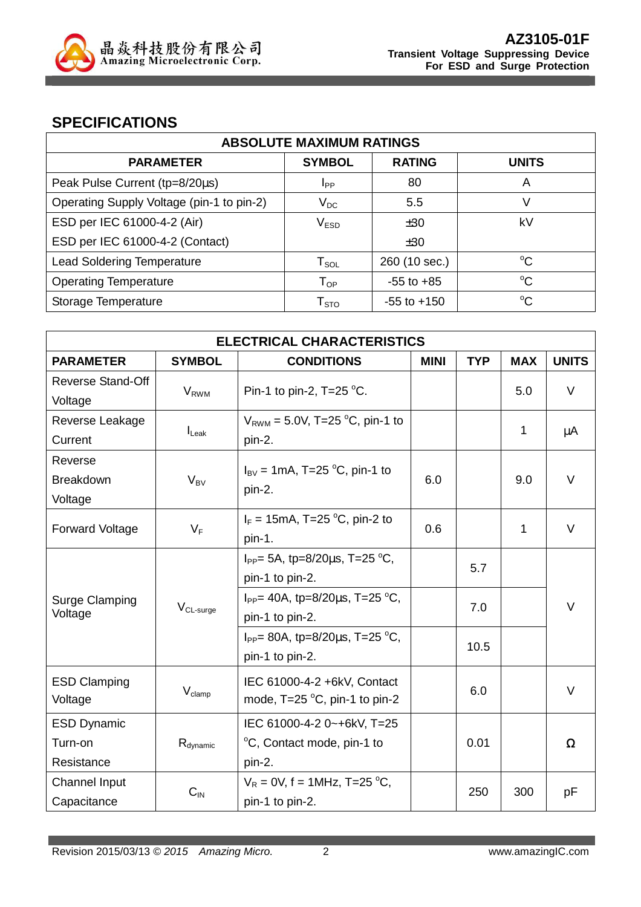## SPECIFICATIONS

| ABSOLUTE MAXIMUM RATINGS | | | |
|---|---|---|---|
| **PARAMETER** | **SYMBOL** | **RATING** | **UNITS** |
| Peak Pulse Current (tp=8/20μs) | $I_{PP}$ | 80 | A |
| Operating Supply Voltage (pin-1 to pin-2) | $V_{DC}$ | 5.5 | V |
| ESD per IEC 61000-4-2 (Air)<br>ESD per IEC 61000-4-2 (Contact) | $V_{ESD}$ | ±30<br>±30 | kV |
| Lead Soldering Temperature | $T_{SOL}$ | 260 (10 sec.) | $^{o}C$ |
| Operating Temperature | $T_{OP}$ | -55 to +85 | $^{o}C$ |
| Storage Temperature | $T_{STO}$ | -55 to +150 | $^{o}C$ |

| ELECTRICAL CHARACTERISTICS | | | | | | |
|---|---|---|---|---|---|---|
| **PARAMETER** | **SYMBOL** | **CONDITIONS** | **MINI** | **TYP** | **MAX** | **UNITS** |
| Reverse Stand-Off Voltage | $V_{RWM}$ | Pin-1 to pin-2, T=25 $^{o}C$. | | | 5.0 | V |
| Reverse Leakage Current | $I_{Leak}$ | $V_{RWM}$ = 5.0V, T=25 $^{o}C$, pin-1 to pin-2. | | | 1 | μA |
| Reverse Breakdown Voltage | $V_{BV}$ | $I_{BV}$ = 1mA, T=25 $^{o}C$, pin-1 to pin-2. | 6.0 | | 9.0 | V |
| Forward Voltage | $V_F$ | $I_F$ = 15mA, T=25 $^{o}C$, pin-2 to pin-1. | 0.6 | | 1 | V |
| Surge Clamping Voltage | $V_{CL\text{-}surge}$ | $I_{PP}$= 5A, tp=8/20μs, T=25 $^{o}C$, pin-1 to pin-2. | | 5.7 | | V |
| | | $I_{PP}$= 40A, tp=8/20μs, T=25 $^{o}C$, pin-1 to pin-2. | | 7.0 | | |
| | | $I_{PP}$= 80A, tp=8/20μs, T=25 $^{o}C$, pin-1 to pin-2. | | 10.5 | | |
| ESD Clamping Voltage | $V_{clamp}$ | IEC 61000-4-2 +6kV, Contact mode, T=25 $^{o}C$, pin-1 to pin-2 | | 6.0 | | V |
| ESD Dynamic Turn-on Resistance | $R_{dynamic}$ | IEC 61000-4-2 0~+6kV, T=25 $^{o}C$, Contact mode, pin-1 to pin-2. | | 0.01 | | Ω |
| Channel Input Capacitance | $C_{IN}$ | $V_R$ = 0V, f = 1MHz, T=25 $^{o}C$, pin-1 to pin-2. | | 250 | 300 | pF |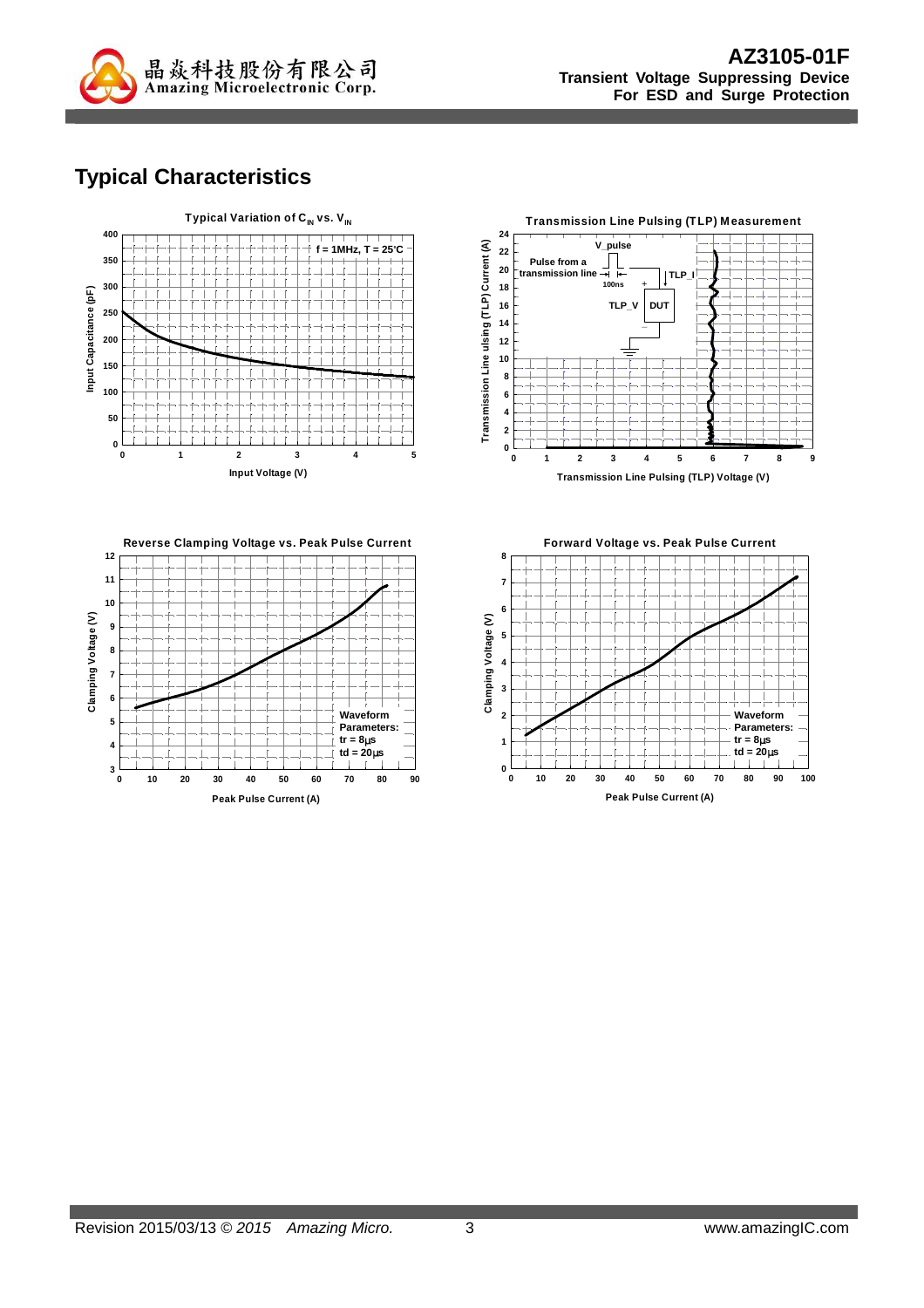## Typical Characteristics

**Typical Variation of $C_{IN}$ vs. $V_{IN}$**

f = 1MHz, T = 25°C

Input Capacitance (pF)

Input Voltage (V)

**Transmission Line Pulsing (TLP) Measurement**

V_pulse

Pulse from a transmission line

100ns

TLP_I

TLP_V

DUT

Transmission Line Pulsing (TLP) Current (A)

Transmission Line Pulsing (TLP) Voltage (V)

**Reverse Clamping Voltage vs. Peak Pulse Current**

Waveform Parameters:
tr = 8μs
td = 20μs

Clamping Voltage (V)

Peak Pulse Current (A)

**Forward Voltage vs. Peak Pulse Current**

Waveform Parameters:
tr = 8μs
td = 20μs

Clamping Voltage (V)

Peak Pulse Current (A)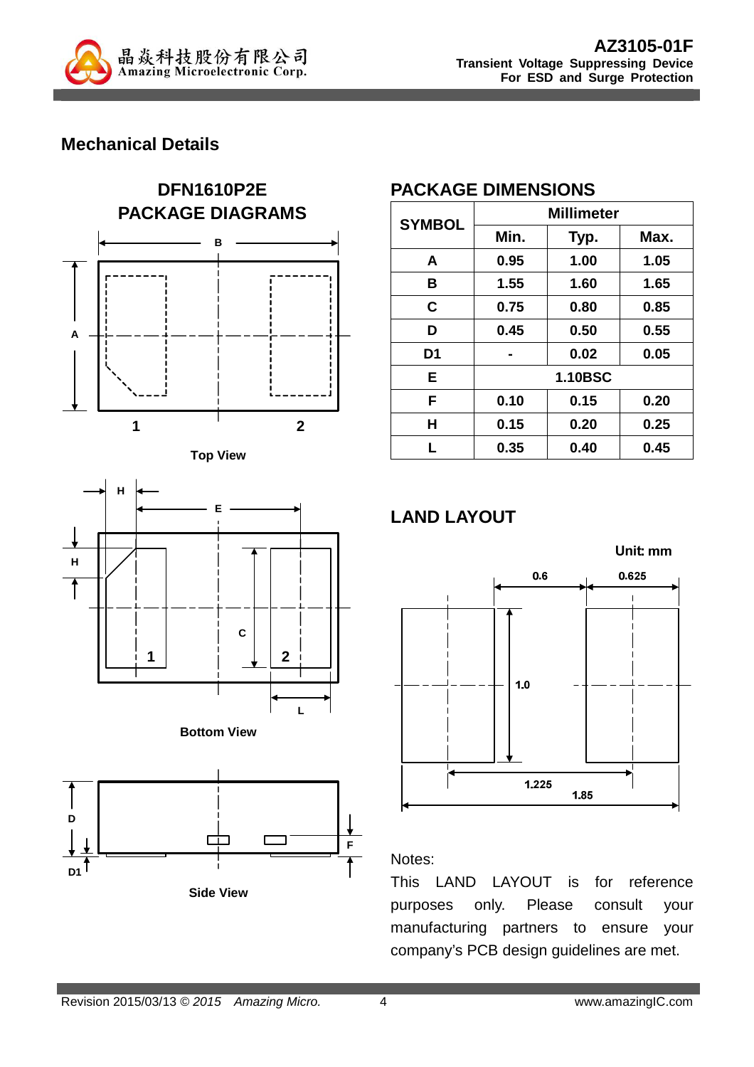## Mechanical Details

### DFN1610P2E PACKAGE DIAGRAMS

Top View

Bottom View

Side View

### PACKAGE DIMENSIONS

| SYMBOL | Millimeter | | |
|---|---|---|---|
| | Min. | Typ. | Max. |
| A | 0.95 | 1.00 | 1.05 |
| B | 1.55 | 1.60 | 1.65 |
| C | 0.75 | 0.80 | 0.85 |
| D | 0.45 | 0.50 | 0.55 |
| D1 | - | 0.02 | 0.05 |
| E | 1.10BSC | | |
| F | 0.10 | 0.15 | 0.20 |
| H | 0.15 | 0.20 | 0.25 |
| L | 0.35 | 0.40 | 0.45 |

### LAND LAYOUT

Unit: mm

Notes:

This LAND LAYOUT is for reference purposes only. Please consult your manufacturing partners to ensure your company's PCB design guidelines are met.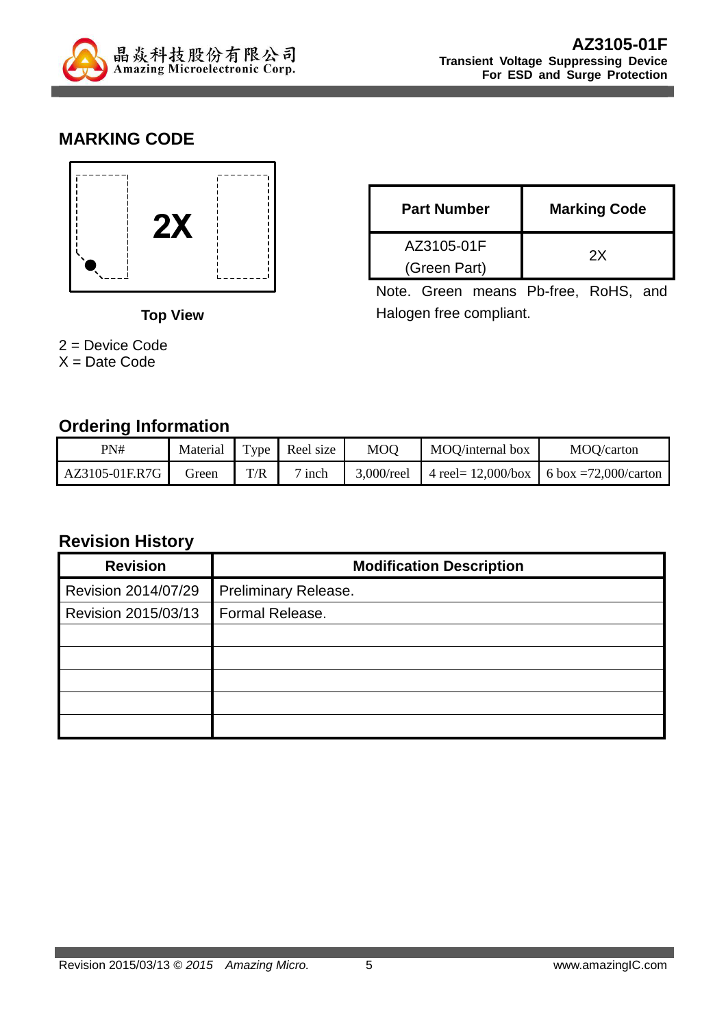## MARKING CODE

2X

**Top View**

2 = Device Code
X = Date Code

| Part Number | Marking Code |
|---|---|
| AZ3105-01F (Green Part) | 2X |

Note. Green means Pb-free, RoHS, and Halogen free compliant.

## Ordering Information

| PN# | Material | Type | Reel size | MOQ | MOQ/internal box | MOQ/carton |
|---|---|---|---|---|---|---|
| AZ3105-01F.R7G | Green | T/R | 7 inch | 3,000/reel | 4 reel= 12,000/box | 6 box =72,000/carton |

## Revision History

| Revision | Modification Description |
|---|---|
| Revision 2014/07/29 | Preliminary Release. |
| Revision 2015/03/13 | Formal Release. |
| | |
| | |
| | |
| | |
| | |